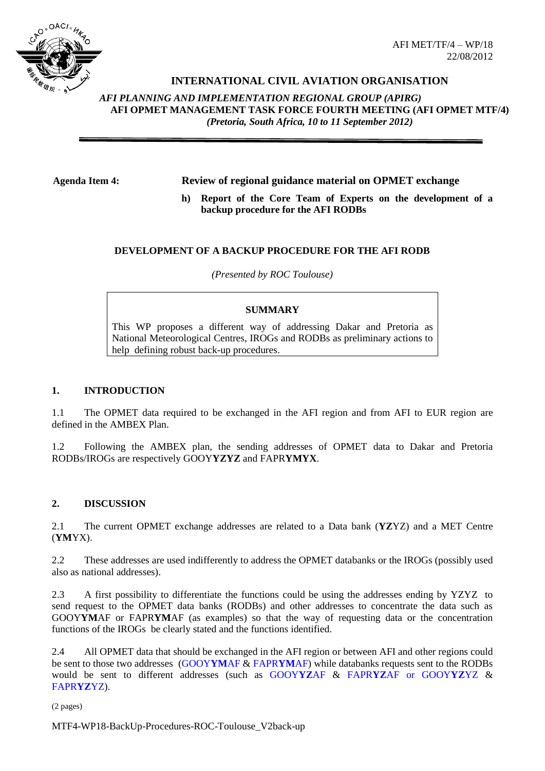AFI MET/TF/4 – WP/18
22/08/2012

# INTERNATIONAL CIVIL AVIATION ORGANISATION

***AFI PLANNING AND IMPLEMENTATION REGIONAL GROUP (APIRG)***

**AFI OPMET MANAGEMENT TASK FORCE FOURTH MEETING (AFI OPMET MTF/4)**

***(Pretoria, South Africa, 10 to 11 September 2012)***

---

**Agenda Item 4:** **Review of regional guidance material on OPMET exchange**

**h) Report of the Core Team of Experts on the development of a backup procedure for the AFI RODBs**

## DEVELOPMENT OF A BACKUP PROCEDURE FOR THE AFI RODB

*(Presented by ROC Toulouse)*

**SUMMARY**

This WP proposes a different way of addressing Dakar and Pretoria as National Meteorological Centres, IROGs and RODBs as preliminary actions to help defining robust back-up procedures.

## 1. INTRODUCTION

1.1 The OPMET data required to be exchanged in the AFI region and from AFI to EUR region are defined in the AMBEX Plan.

1.2 Following the AMBEX plan, the sending addresses of OPMET data to Dakar and Pretoria RODBs/IROGs are respectively GOOY**YZYZ** and FAPR**YMYX**.

## 2. DISCUSSION

2.1 The current OPMET exchange addresses are related to a Data bank (**YZ**YZ) and a MET Centre (**YM**YX).

2.2 These addresses are used indifferently to address the OPMET databanks or the IROGs (possibly used also as national addresses).

2.3 A first possibility to differentiate the functions could be using the addresses ending by YZYZ to send request to the OPMET data banks (RODBs) and other addresses to concentrate the data such as GOOY**YM**AF or FAPR**YM**AF (as examples) so that the way of requesting data or the concentration functions of the IROGs be clearly stated and the functions identified.

2.4 All OPMET data that should be exchanged in the AFI region or between AFI and other regions could be sent to those two addresses (GOOY**YM**AF & FAPR**YM**AF) while databanks requests sent to the RODBs would be sent to different addresses (such as GOOY**YZ**AF & FAPR**YZ**AF or GOOY**YZ**YZ & FAPR**YZ**YZ).

(2 pages)

MTF4-WP18-BackUp-Procedures-ROC-Toulouse_V2back-up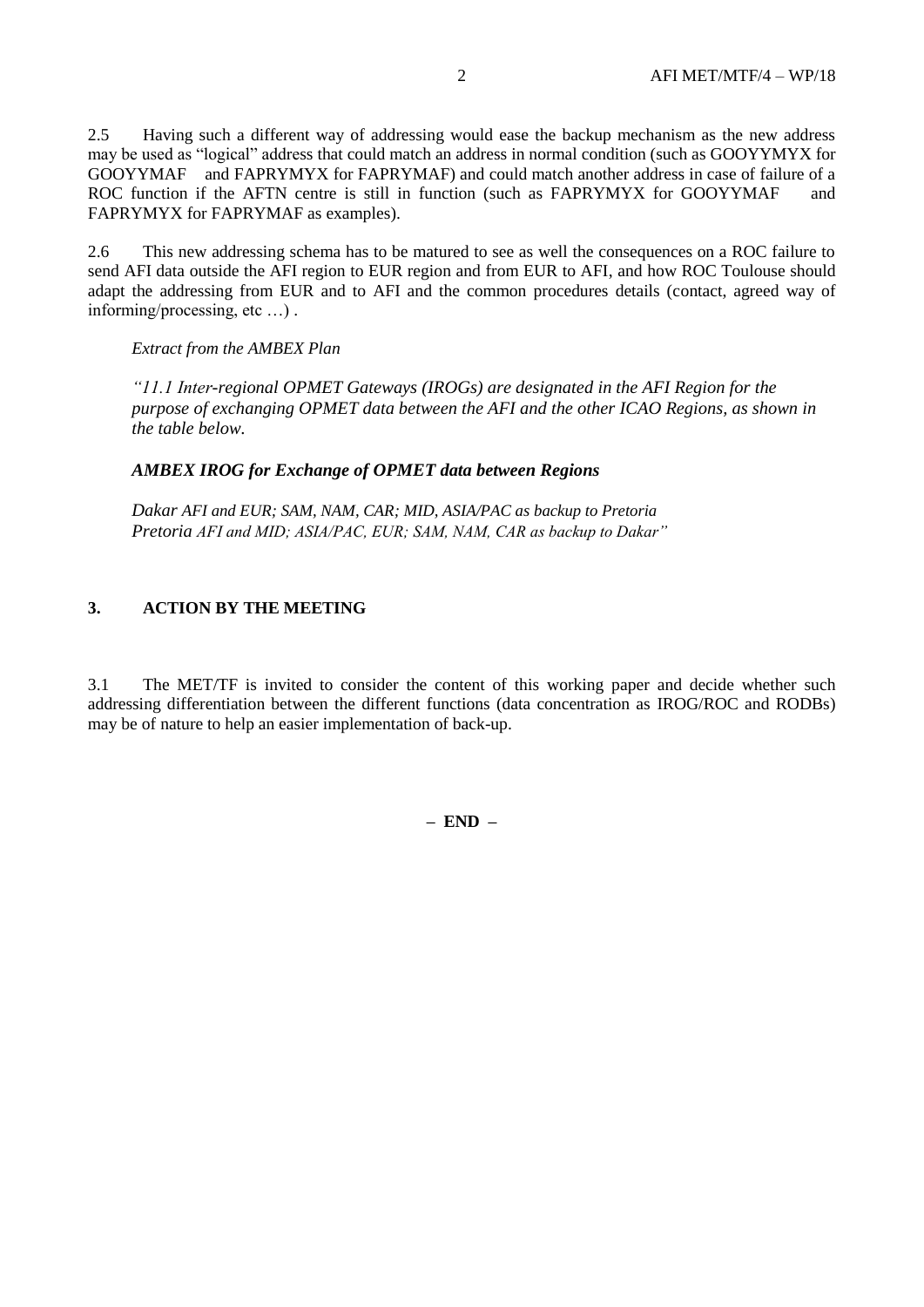2.5 Having such a different way of addressing would ease the backup mechanism as the new address may be used as “logical” address that could match an address in normal condition (such as GOOYYMYX for GOOYYMAF and FAPRYMYX for FAPRYMAF) and could match another address in case of failure of a ROC function if the AFTN centre is still in function (such as FAPRYMYX for GOOYYMAF and FAPRYMYX for FAPRYMAF as examples).

2.6 This new addressing schema has to be matured to see as well the consequences on a ROC failure to send AFI data outside the AFI region to EUR region and from EUR to AFI, and how ROC Toulouse should adapt the addressing from EUR and to AFI and the common procedures details (contact, agreed way of informing/processing, etc …) .

*Extract from the AMBEX Plan*

*“11.1 Inter-regional OPMET Gateways (IROGs) are designated in the AFI Region for the purpose of exchanging OPMET data between the AFI and the other ICAO Regions, as shown in the table below.*

***AMBEX IROG for Exchange of OPMET data between Regions***

*Dakar AFI and EUR; SAM, NAM, CAR; MID, ASIA/PAC as backup to Pretoria*
*Pretoria AFI and MID; ASIA/PAC, EUR; SAM, NAM, CAR as backup to Dakar”*

## 3. ACTION BY THE MEETING

3.1 The MET/TF is invited to consider the content of this working paper and decide whether such addressing differentiation between the different functions (data concentration as IROG/ROC and RODBs) may be of nature to help an easier implementation of back-up.

**– END –**